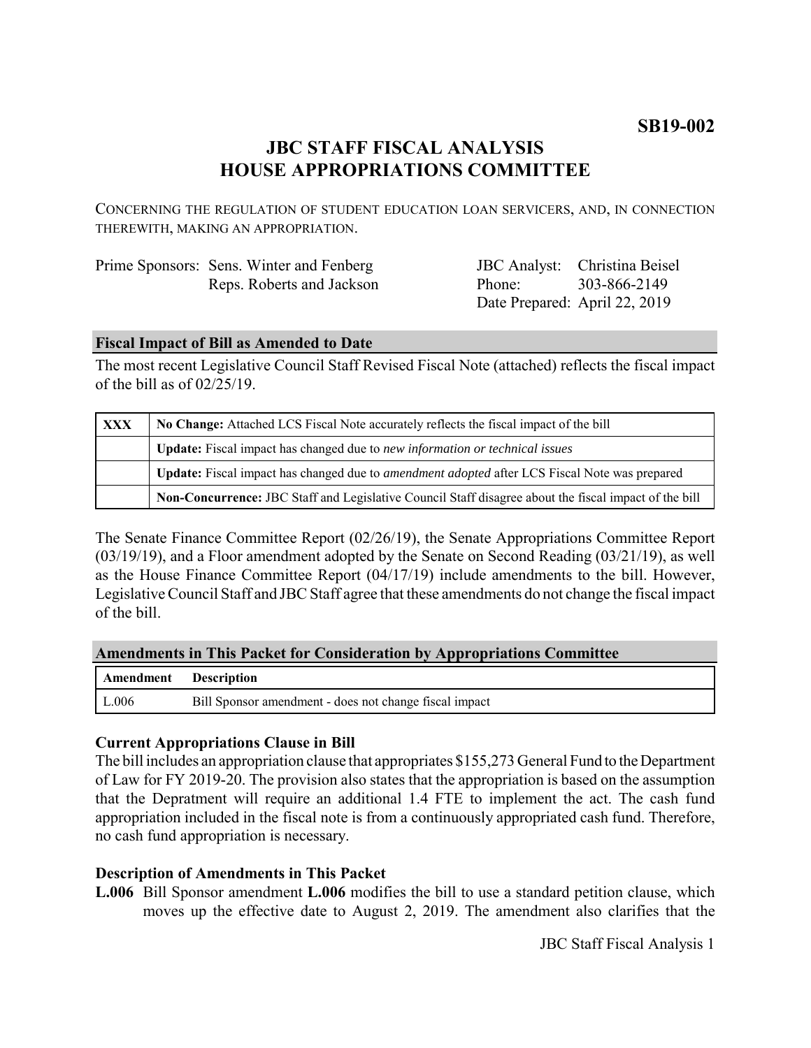**SB19-002**

# JBC STAFF FISCAL ANALYSIS
# HOUSE APPROPRIATIONS COMMITTEE

CONCERNING THE REGULATION OF STUDENT EDUCATION LOAN SERVICERS, AND, IN CONNECTION THEREWITH, MAKING AN APPROPRIATION.

Prime Sponsors: Sens. Winter and Fenberg
Reps. Roberts and Jackson

JBC Analyst: Christina Beisel
Phone: 303-866-2149
Date Prepared: April 22, 2019

## Fiscal Impact of Bill as Amended to Date

The most recent Legislative Council Staff Revised Fiscal Note (attached) reflects the fiscal impact of the bill as of 02/25/19.

| | |
|---|---|
| XXX | **No Change:** Attached LCS Fiscal Note accurately reflects the fiscal impact of the bill |
| | **Update:** Fiscal impact has changed due to *new information or technical issues* |
| | **Update:** Fiscal impact has changed due to *amendment adopted* after LCS Fiscal Note was prepared |
| | **Non-Concurrence:** JBC Staff and Legislative Council Staff disagree about the fiscal impact of the bill |

The Senate Finance Committee Report (02/26/19), the Senate Appropriations Committee Report (03/19/19), and a Floor amendment adopted by the Senate on Second Reading (03/21/19), as well as the House Finance Committee Report (04/17/19) include amendments to the bill. However, Legislative Council Staff and JBC Staff agree that these amendments do not change the fiscal impact of the bill.

## Amendments in This Packet for Consideration by Appropriations Committee

| Amendment | Description |
|---|---|
| L.006 | Bill Sponsor amendment - does not change fiscal impact |

### Current Appropriations Clause in Bill

The bill includes an appropriation clause that appropriates $155,273 General Fund to the Department of Law for FY 2019-20. The provision also states that the appropriation is based on the assumption that the Depratment will require an additional 1.4 FTE to implement the act. The cash fund appropriation included in the fiscal note is from a continuously appropriated cash fund. Therefore, no cash fund appropriation is necessary.

### Description of Amendments in This Packet

**L.006** Bill Sponsor amendment **L.006** modifies the bill to use a standard petition clause, which moves up the effective date to August 2, 2019. The amendment also clarifies that the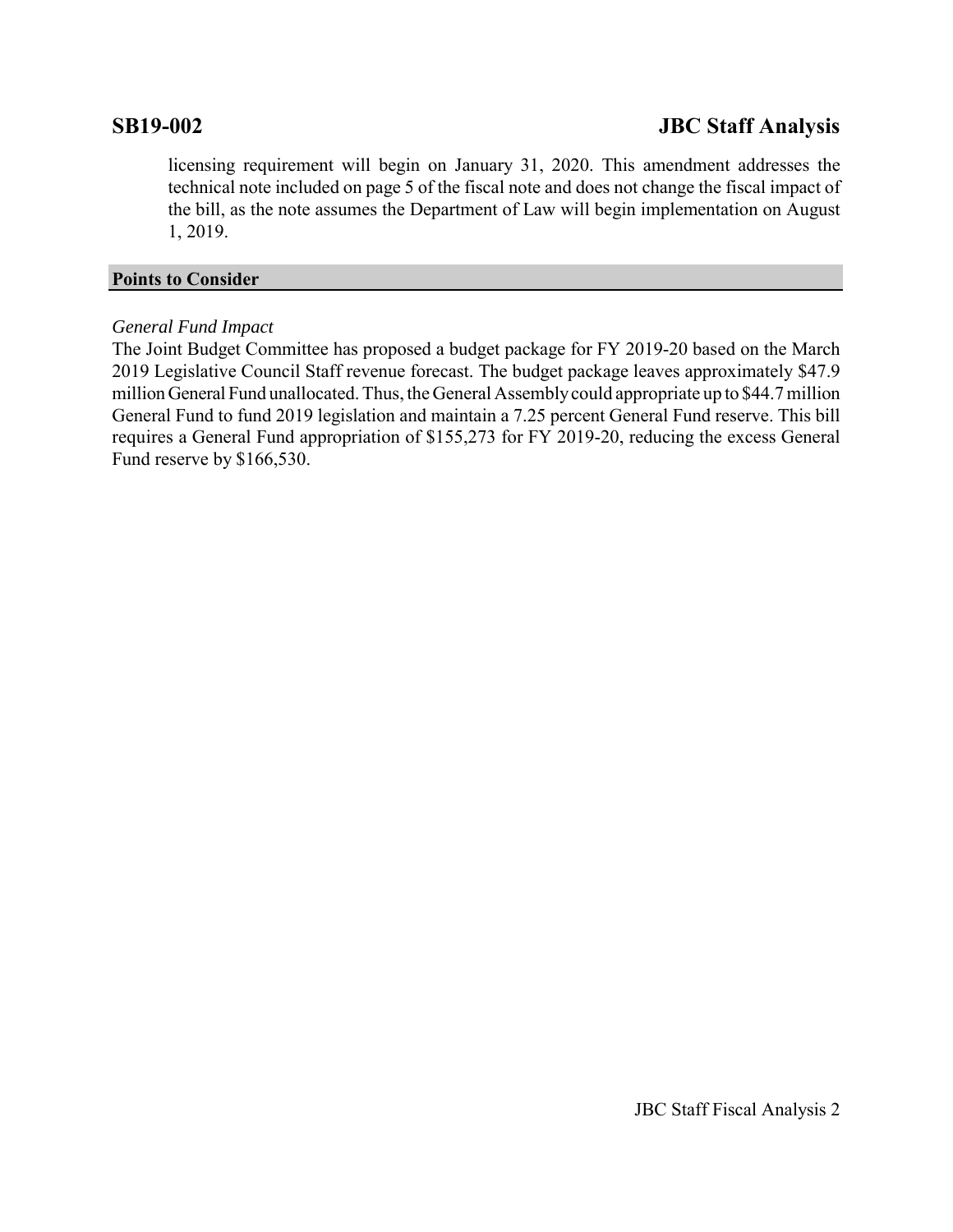licensing requirement will begin on January 31, 2020. This amendment addresses the technical note included on page 5 of the fiscal note and does not change the fiscal impact of the bill, as the note assumes the Department of Law will begin implementation on August 1, 2019.

## Points to Consider

*General Fund Impact*

The Joint Budget Committee has proposed a budget package for FY 2019-20 based on the March 2019 Legislative Council Staff revenue forecast. The budget package leaves approximately $47.9 million General Fund unallocated. Thus, the General Assembly could appropriate up to $44.7 million General Fund to fund 2019 legislation and maintain a 7.25 percent General Fund reserve. This bill requires a General Fund appropriation of $155,273 for FY 2019-20, reducing the excess General Fund reserve by $166,530.